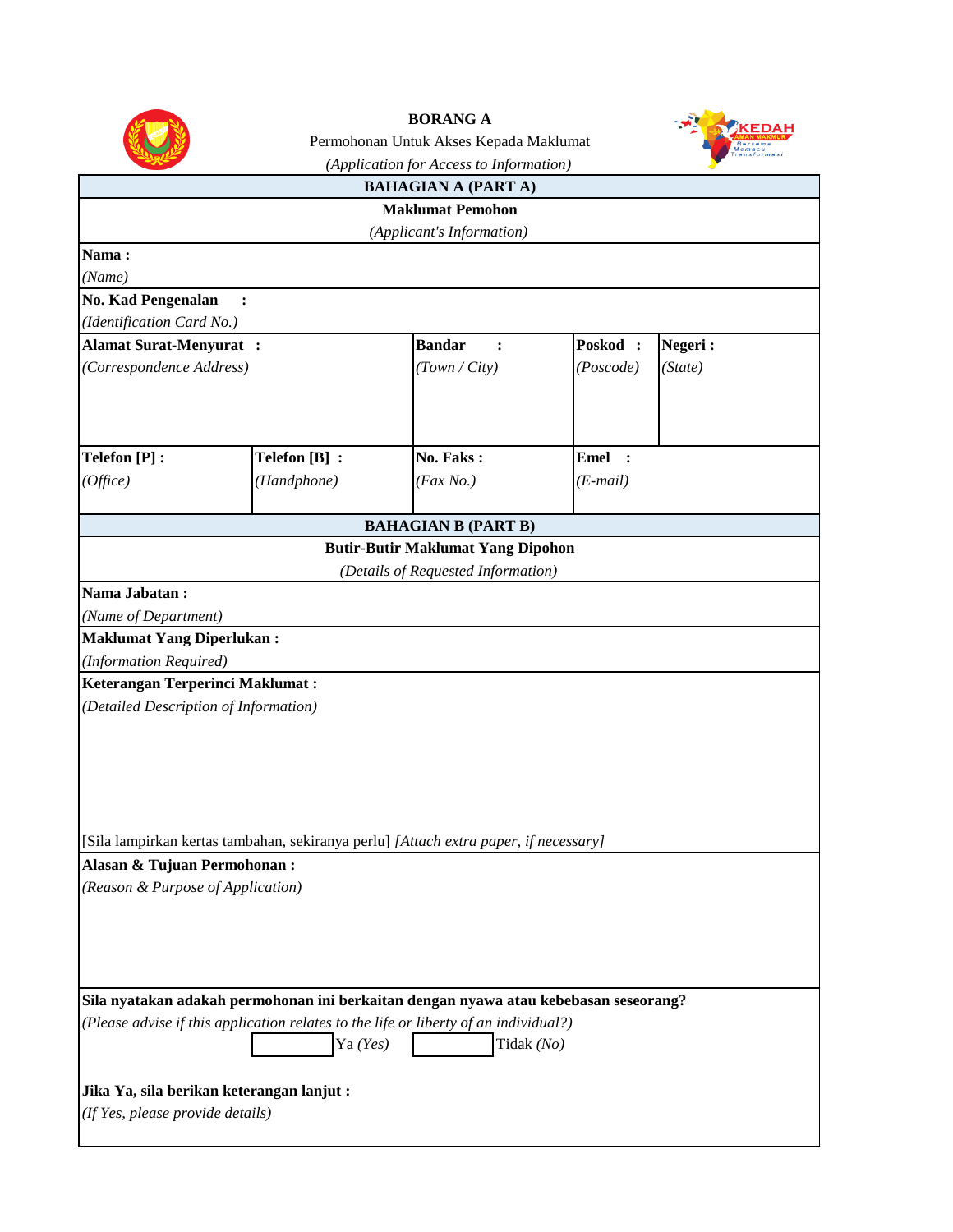**BORANG A**

Permohonan Untuk Akses Kepada Maklumat

*(Application for Access to Information)*

| **BAHAGIAN A (PART A)** | | | | |
|---|---|---|---|---|
| **Maklumat Pemohon** *(Applicant's Information)* | | | | |
| **Nama :** *(Name)* | | | | |
| **No. Kad Pengenalan :** *(Identification Card No.)* | | | | |
| **Alamat Surat-Menyurat :** *(Correspondence Address)* | | **Bandar :** *(Town / City)* | **Poskod :** *(Poscode)* | **Negeri :** *(State)* |
| **Telefon [P] :** *(Office)* | **Telefon [B] :** *(Handphone)* | **No. Faks :** *(Fax No.)* | **Emel :** *(E-mail)* | |

| **BAHAGIAN B (PART B)** |
|---|
| **Butir-Butir Maklumat Yang Dipohon** *(Details of Requested Information)* |
| **Nama Jabatan :** *(Name of Department)* |
| **Maklumat Yang Diperlukan :** *(Information Required)* |
| **Keterangan Terperinci Maklumat :** *(Detailed Description of Information)* <br><br> [Sila lampirkan kertas tambahan, sekiranya perlu] *[Attach extra paper, if necessary]* |
| **Alasan & Tujuan Permohonan :** *(Reason & Purpose of Application)* |
| **Sila nyatakan adakah permohonan ini berkaitan dengan nyawa atau kebebasan seseorang?** *(Please advise if this application relates to the life or liberty of an individual?)* <br><br> ☐ Ya *(Yes)* ☐ Tidak *(No)* <br><br> **Jika Ya, sila berikan keterangan lanjut :** *(If Yes, please provide details)* |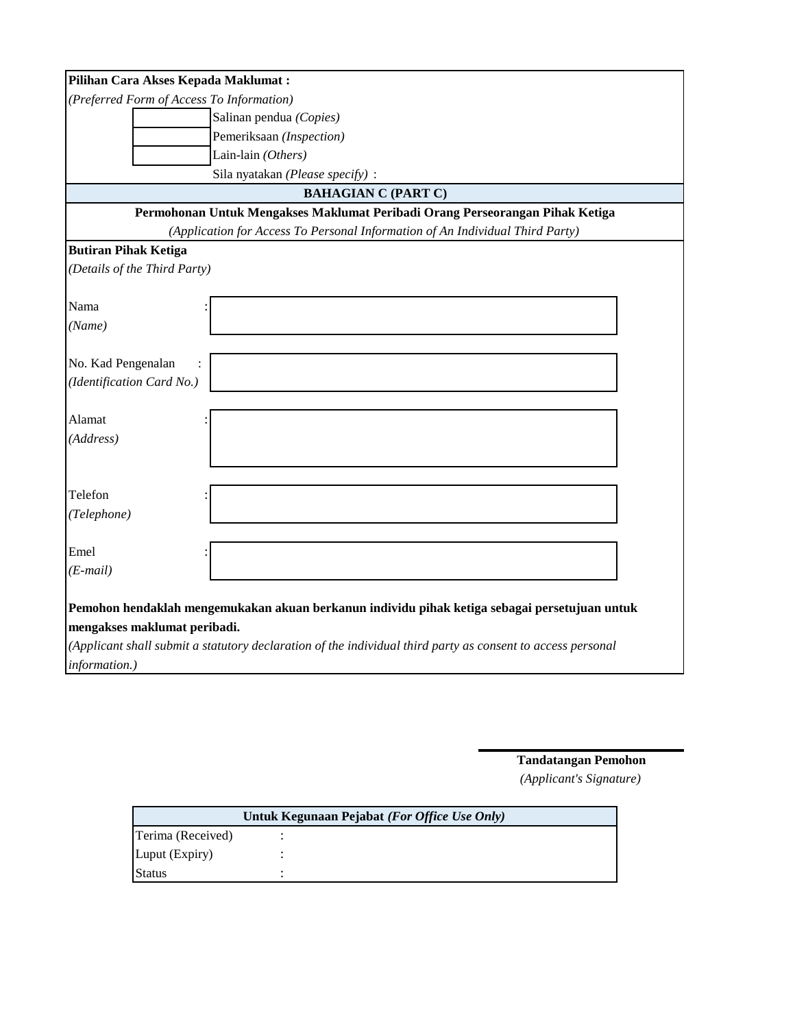**Pilihan Cara Akses Kepada Maklumat :**
*(Preferred Form of Access To Information)*

- [ ] Salinan pendua *(Copies)*
- [ ] Pemeriksaan *(Inspection)*
- [ ] Lain-lain *(Others)*

Sila nyatakan *(Please specify)* :

## BAHAGIAN C (PART C)

**Permohonan Untuk Mengakses Maklumat Peribadi Orang Perseorangan Pihak Ketiga**
*(Application for Access To Personal Information of An Individual Third Party)*

**Butiran Pihak Ketiga**
*(Details of the Third Party)*

Nama *(Name)* :

No. Kad Pengenalan *(Identification Card No.)* :

Alamat *(Address)* :

Telefon *(Telephone)* :

Emel *(E-mail)* :

**Pemohon hendaklah mengemukakan akuan berkanun individu pihak ketiga sebagai persetujuan untuk mengakses maklumat peribadi.**
*(Applicant shall submit a statutory declaration of the individual third party as consent to access personal information.)*

**Tandatangan Pemohon**
*(Applicant's Signature)*

| Untuk Kegunaan Pejabat *(For Office Use Only)* | |
|---|---|
| Terima (Received) | : |
| Luput (Expiry) | : |
| Status | : |